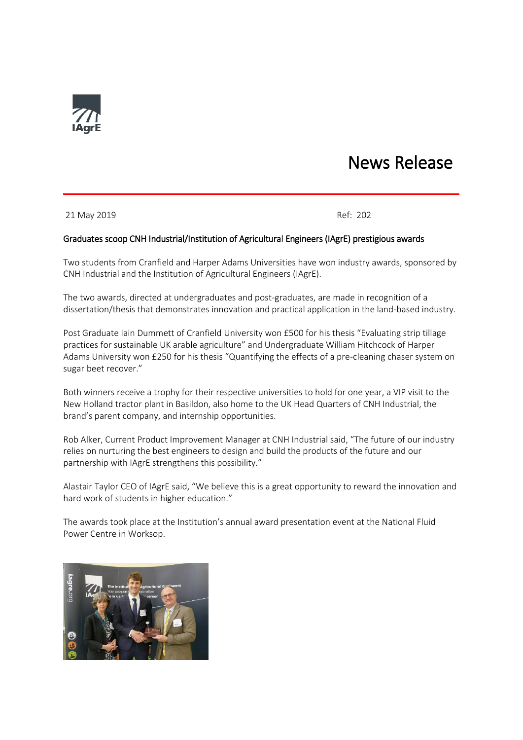IAgrE

# News Release

21 May 2019 Ref: 202

**Graduates scoop CNH Industrial/Institution of Agricultural Engineers (IAgrE) prestigious awards**

Two students from Cranfield and Harper Adams Universities have won industry awards, sponsored by CNH Industrial and the Institution of Agricultural Engineers (IAgrE).

The two awards, directed at undergraduates and post-graduates, are made in recognition of a dissertation/thesis that demonstrates innovation and practical application in the land-based industry.

Post Graduate Iain Dummett of Cranfield University won £500 for his thesis "Evaluating strip tillage practices for sustainable UK arable agriculture" and Undergraduate William Hitchcock of Harper Adams University won £250 for his thesis "Quantifying the effects of a pre-cleaning chaser system on sugar beet recover."

Both winners receive a trophy for their respective universities to hold for one year, a VIP visit to the New Holland tractor plant in Basildon, also home to the UK Head Quarters of CNH Industrial, the brand's parent company, and internship opportunities.

Rob Alker, Current Product Improvement Manager at CNH Industrial said, "The future of our industry relies on nurturing the best engineers to design and build the products of the future and our partnership with IAgrE strengthens this possibility."

Alastair Taylor CEO of IAgrE said, "We believe this is a great opportunity to reward the innovation and hard work of students in higher education."

The awards took place at the Institution's annual award presentation event at the National Fluid Power Centre in Worksop.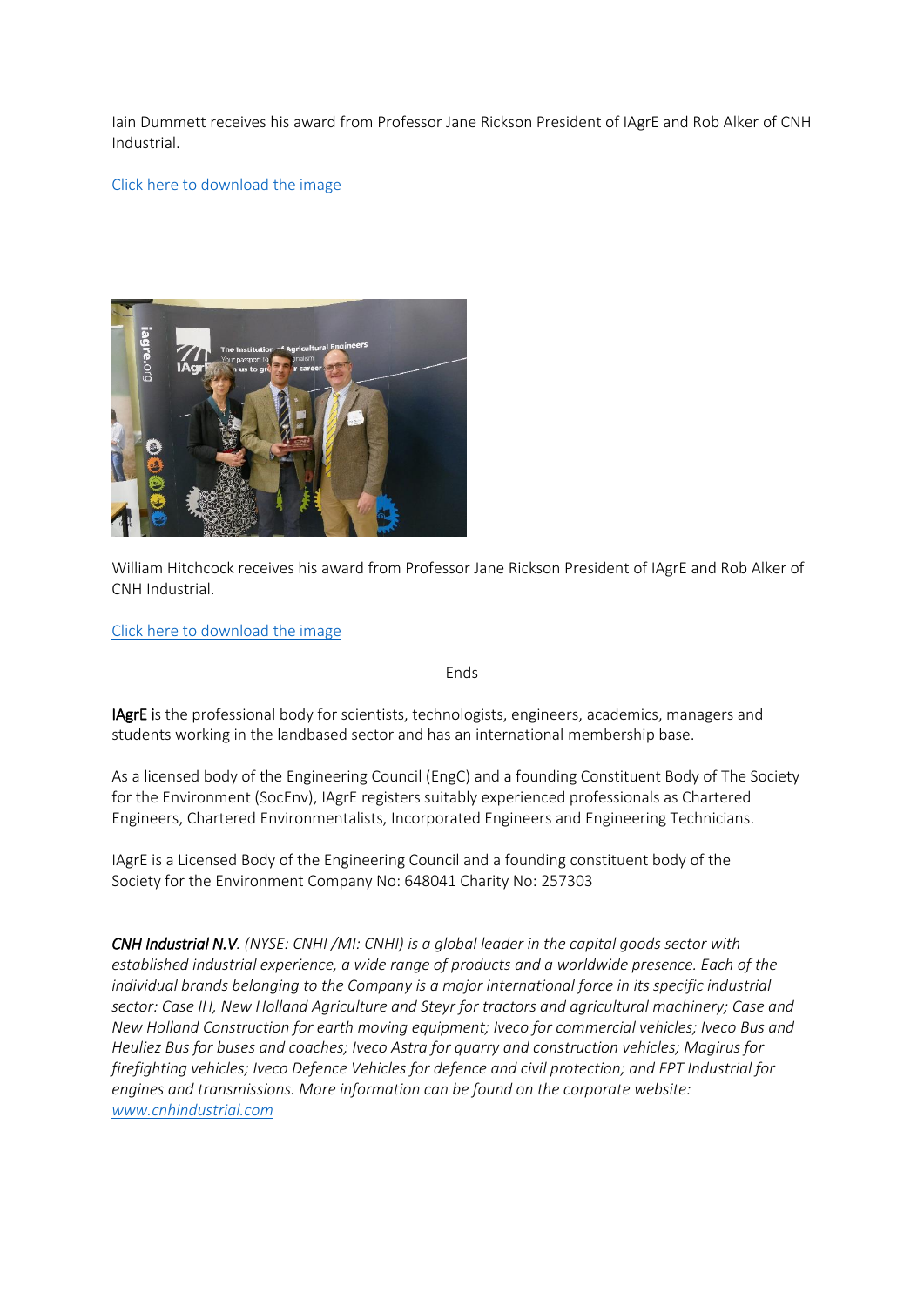Iain Dummett receives his award from Professor Jane Rickson President of IAgrE and Rob Alker of CNH Industrial.

Click here to download the image

William Hitchcock receives his award from Professor Jane Rickson President of IAgrE and Rob Alker of CNH Industrial.

Click here to download the image

Ends

**IAgrE i**s the professional body for scientists, technologists, engineers, academics, managers and students working in the landbased sector and has an international membership base.

As a licensed body of the Engineering Council (EngC) and a founding Constituent Body of The Society for the Environment (SocEnv), IAgrE registers suitably experienced professionals as Chartered Engineers, Chartered Environmentalists, Incorporated Engineers and Engineering Technicians.

IAgrE is a Licensed Body of the Engineering Council and a founding constituent body of the Society for the Environment Company No: 648041 Charity No: 257303

***CNH Industrial N.V****. (NYSE: CNHI /MI: CNHI) is a global leader in the capital goods sector with established industrial experience, a wide range of products and a worldwide presence. Each of the individual brands belonging to the Company is a major international force in its specific industrial sector: Case IH, New Holland Agriculture and Steyr for tractors and agricultural machinery; Case and New Holland Construction for earth moving equipment; Iveco for commercial vehicles; Iveco Bus and Heuliez Bus for buses and coaches; Iveco Astra for quarry and construction vehicles; Magirus for firefighting vehicles; Iveco Defence Vehicles for defence and civil protection; and FPT Industrial for engines and transmissions. More information can be found on the corporate website: www.cnhindustrial.com*